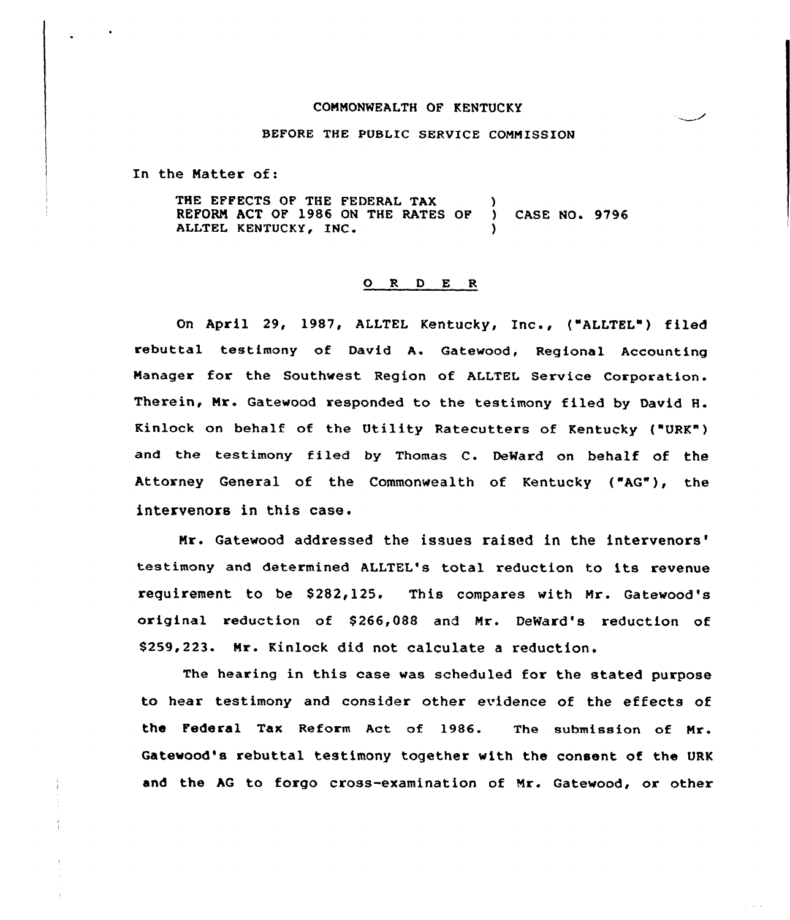COMMONWEALTH OF KENTUCKY

BEFORE THE PUBLIC SERVICE COMMISSION

In the Matter of:

THE EFFECTS OF THE FEDERAL TAX REFORM ACT OF 1986 ON THE RATES OF ALLTEL KENTUCKY, INC. ) CASE NO. 9796

O R D E R

On April 29, 1987, ALLTEL Kentucky, Inc., ("ALLTEL") filed rebuttal testimony of David A. Gatewood, Regional Accounting Manager for the Southwest Region of ALLTEL Service Corporation. Therein, Mr. Gatewood responded to the testimony filed by David H. Kinlock on behalf of the Utility Ratecutters of Kentucky ("URK") and the testimony filed by Thomas C. DeWard on behalf of the Attorney General of the Commonwealth of Kentucky ("AG"), the intervenors in this case.

Mr. Gatewood addressed the issues raised in the intervenors' testimony and determined ALLTEL's total reduction to its revenue requirement to be $282,125. This compares with Mr. Gatewood's original reduction of $266,088 and Mr. DeWard's reduction of $259,223. Mr. Kinlock did not calculate a reduction.

The hearing in this case was scheduled for the stated purpose to hear testimony and consider other evidence of the effects of the Federal Tax Reform Act of 1986. The submission of Mr. Gatewood's rebuttal testimony together with the consent of the URK and the AG to forgo cross-examination of Mr. Gatewood, or other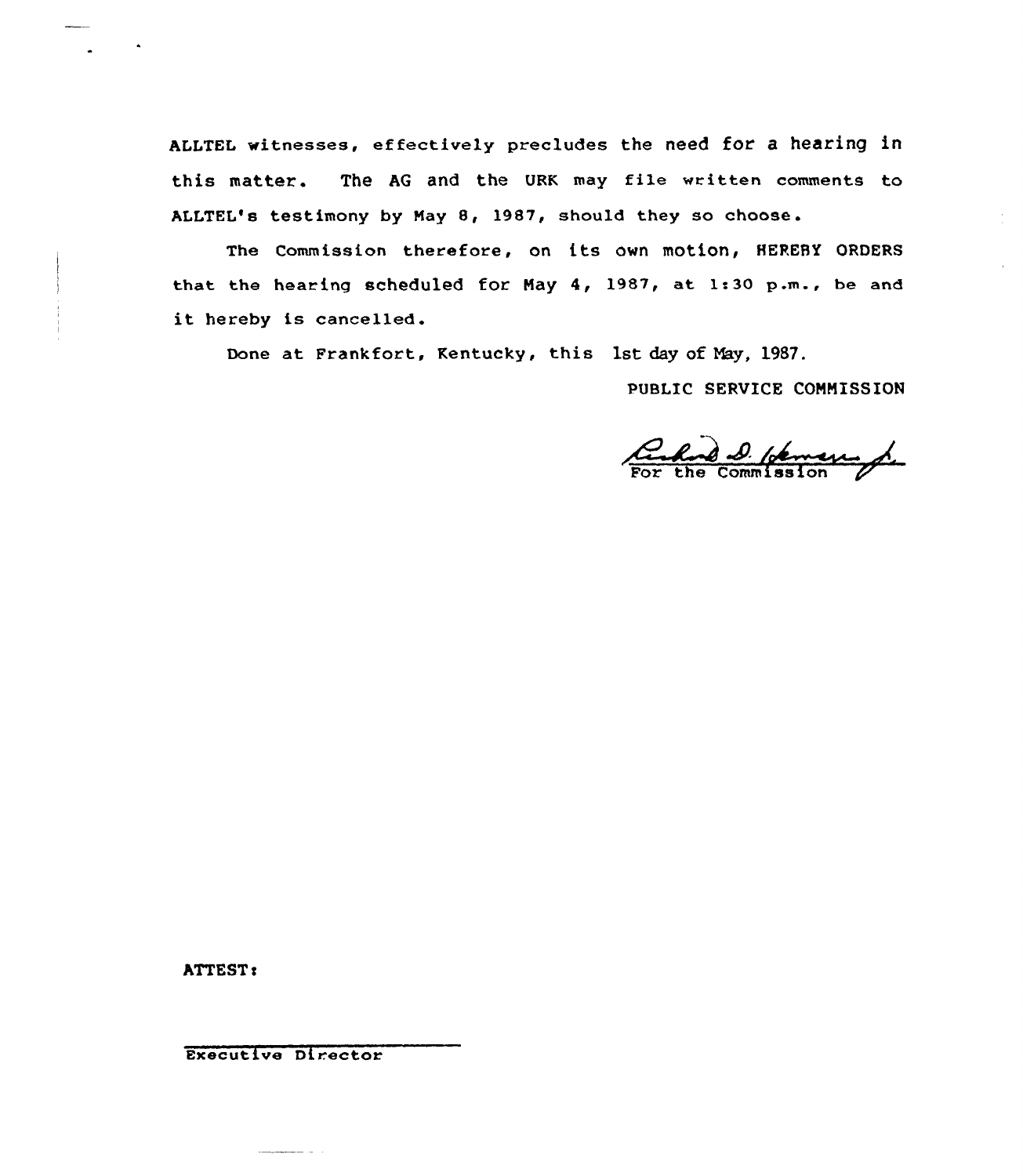ALLTEL witnesses, effectively precludes the need for a hearing in this matter. The AG and the URK may file written comments to ALLTEL's testimony by May 8, 1987, should they so choose.

The Commission therefore, on its own motion, HEREBY ORDERS that the hearing scheduled for May 4, 1987, at 1:30 p.m., be and it hereby is cancelled.

Done at Frankfort, Kentucky, this 1st day of May, 1987.

PUBLIC SERVICE COMMISSION

For the Commission

ATTEST:

Executive Director